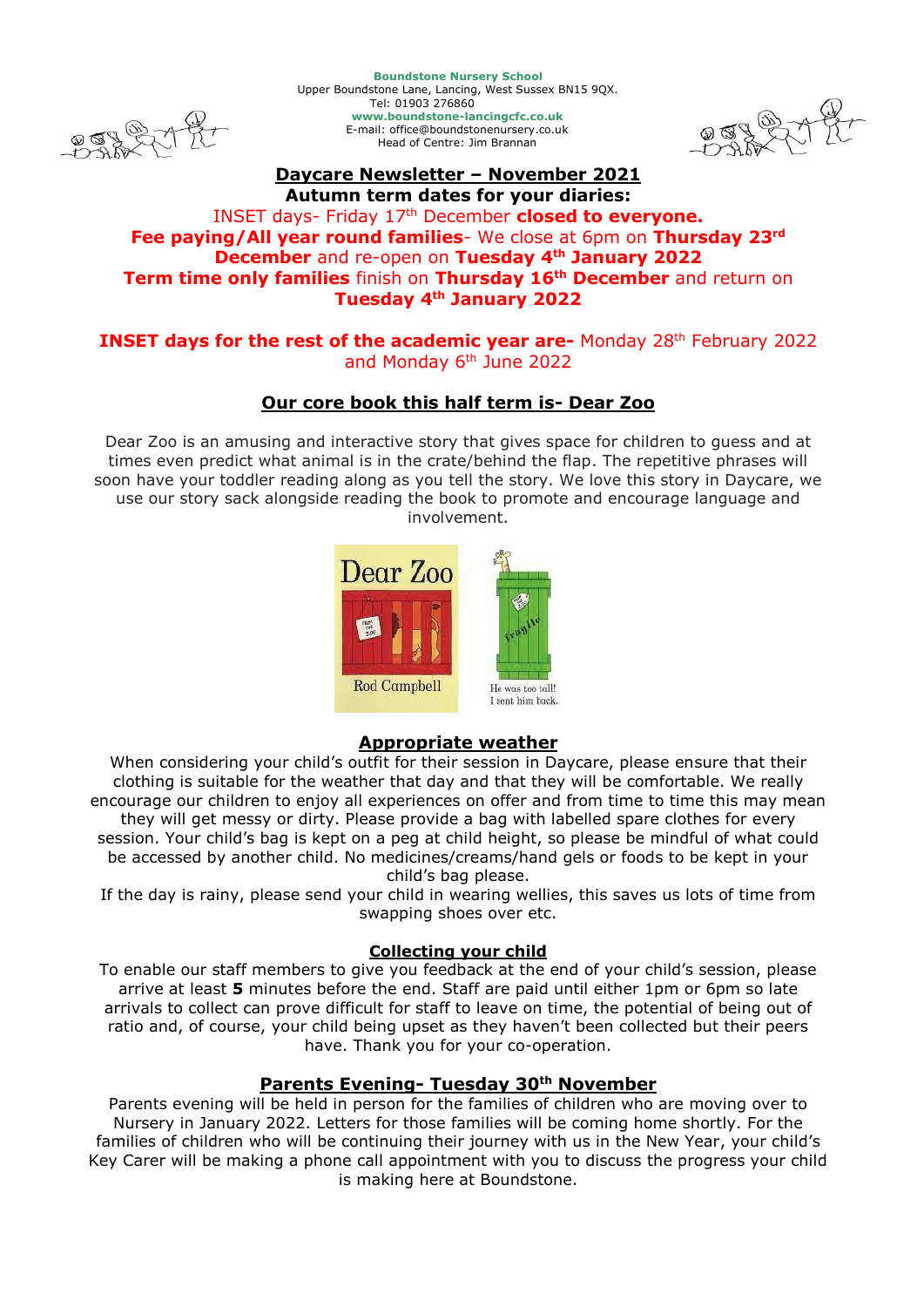**Boundstone Nursery School**
Upper Boundstone Lane, Lancing, West Sussex BN15 9QX.
Tel: 01903 276860
**www.boundstone-lancingcfc.co.uk**
E-mail: office@boundstonenursery.co.uk
Head of Centre: Jim Brannan

# Daycare Newsletter – November 2021

**Autumn term dates for your diaries:**

INSET days- Friday 17th December **closed to everyone.**

**Fee paying/All year round families**- We close at 6pm on **Thursday 23rd December** and re-open on **Tuesday 4th January 2022**

**Term time only families** finish on **Thursday 16th December** and return on **Tuesday 4th January 2022**

**INSET days for the rest of the academic year are-** Monday 28th February 2022 and Monday 6th June 2022

## Our core book this half term is- Dear Zoo

Dear Zoo is an amusing and interactive story that gives space for children to guess and at times even predict what animal is in the crate/behind the flap. The repetitive phrases will soon have your toddler reading along as you tell the story. We love this story in Daycare, we use our story sack alongside reading the book to promote and encourage language and involvement.

## Appropriate weather

When considering your child's outfit for their session in Daycare, please ensure that their clothing is suitable for the weather that day and that they will be comfortable. We really encourage our children to enjoy all experiences on offer and from time to time this may mean they will get messy or dirty. Please provide a bag with labelled spare clothes for every session. Your child's bag is kept on a peg at child height, so please be mindful of what could be accessed by another child. No medicines/creams/hand gels or foods to be kept in your child's bag please.

If the day is rainy, please send your child in wearing wellies, this saves us lots of time from swapping shoes over etc.

### Collecting your child

To enable our staff members to give you feedback at the end of your child's session, please arrive at least **5** minutes before the end. Staff are paid until either 1pm or 6pm so late arrivals to collect can prove difficult for staff to leave on time, the potential of being out of ratio and, of course, your child being upset as they haven't been collected but their peers have. Thank you for your co-operation.

## Parents Evening- Tuesday 30th November

Parents evening will be held in person for the families of children who are moving over to Nursery in January 2022. Letters for those families will be coming home shortly. For the families of children who will be continuing their journey with us in the New Year, your child's Key Carer will be making a phone call appointment with you to discuss the progress your child is making here at Boundstone.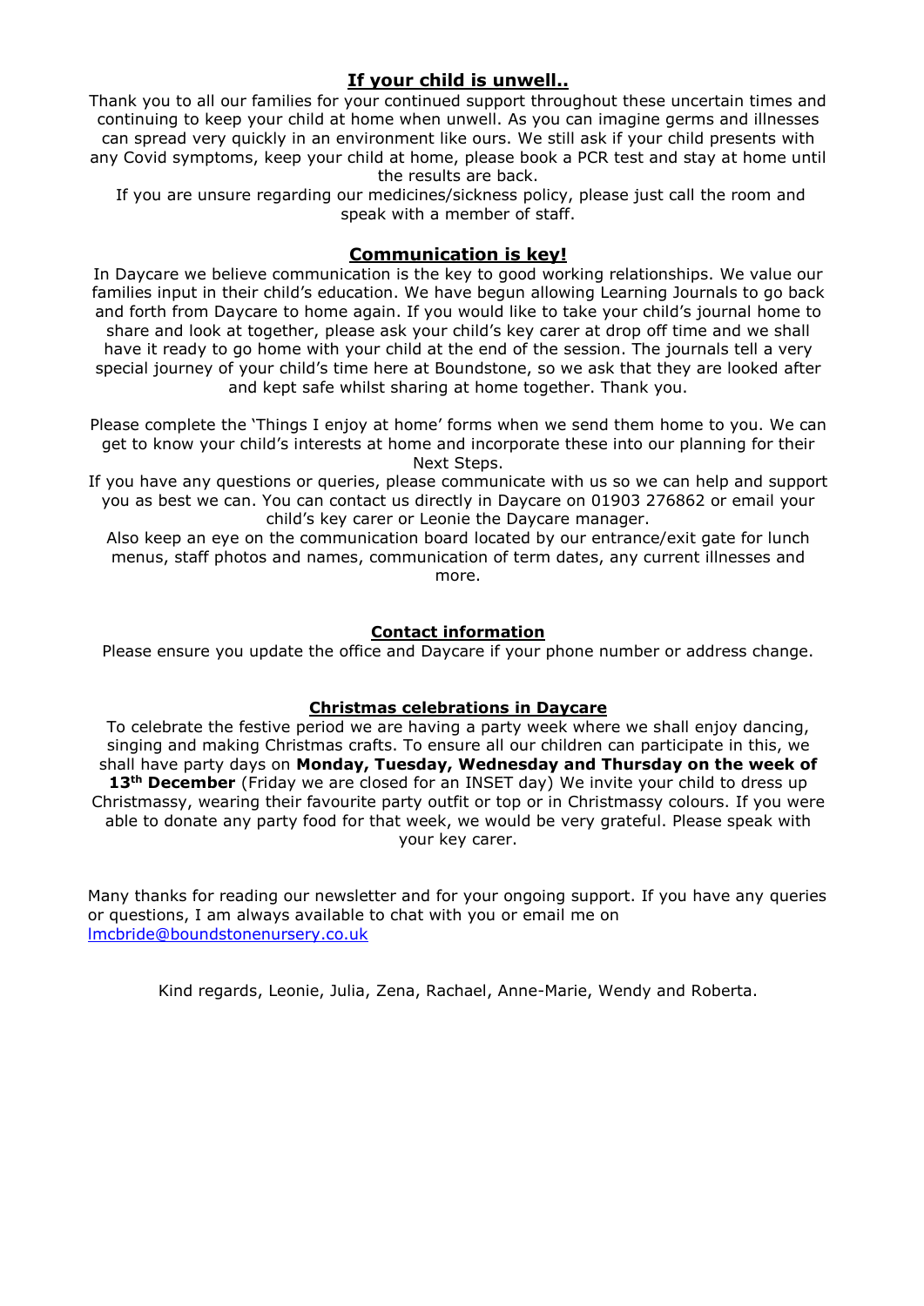## **If your child is unwell..**

Thank you to all our families for your continued support throughout these uncertain times and continuing to keep your child at home when unwell. As you can imagine germs and illnesses can spread very quickly in an environment like ours. We still ask if your child presents with any Covid symptoms, keep your child at home, please book a PCR test and stay at home until the results are back.

If you are unsure regarding our medicines/sickness policy, please just call the room and speak with a member of staff.

## **Communication is key!**

In Daycare we believe communication is the key to good working relationships. We value our families input in their child's education. We have begun allowing Learning Journals to go back and forth from Daycare to home again. If you would like to take your child's journal home to share and look at together, please ask your child's key carer at drop off time and we shall have it ready to go home with your child at the end of the session. The journals tell a very special journey of your child's time here at Boundstone, so we ask that they are looked after and kept safe whilst sharing at home together. Thank you.

Please complete the 'Things I enjoy at home' forms when we send them home to you. We can get to know your child's interests at home and incorporate these into our planning for their Next Steps.

If you have any questions or queries, please communicate with us so we can help and support you as best we can. You can contact us directly in Daycare on 01903 276862 or email your child's key carer or Leonie the Daycare manager.

Also keep an eye on the communication board located by our entrance/exit gate for lunch menus, staff photos and names, communication of term dates, any current illnesses and more.

## **Contact information**

Please ensure you update the office and Daycare if your phone number or address change.

## **Christmas celebrations in Daycare**

To celebrate the festive period we are having a party week where we shall enjoy dancing, singing and making Christmas crafts. To ensure all our children can participate in this, we shall have party days on **Monday, Tuesday, Wednesday and Thursday on the week of 13th December** (Friday we are closed for an INSET day) We invite your child to dress up Christmassy, wearing their favourite party outfit or top or in Christmassy colours. If you were able to donate any party food for that week, we would be very grateful. Please speak with your key carer.

Many thanks for reading our newsletter and for your ongoing support. If you have any queries or questions, I am always available to chat with you or email me on lmcbride@boundstonenursery.co.uk

Kind regards, Leonie, Julia, Zena, Rachael, Anne-Marie, Wendy and Roberta.